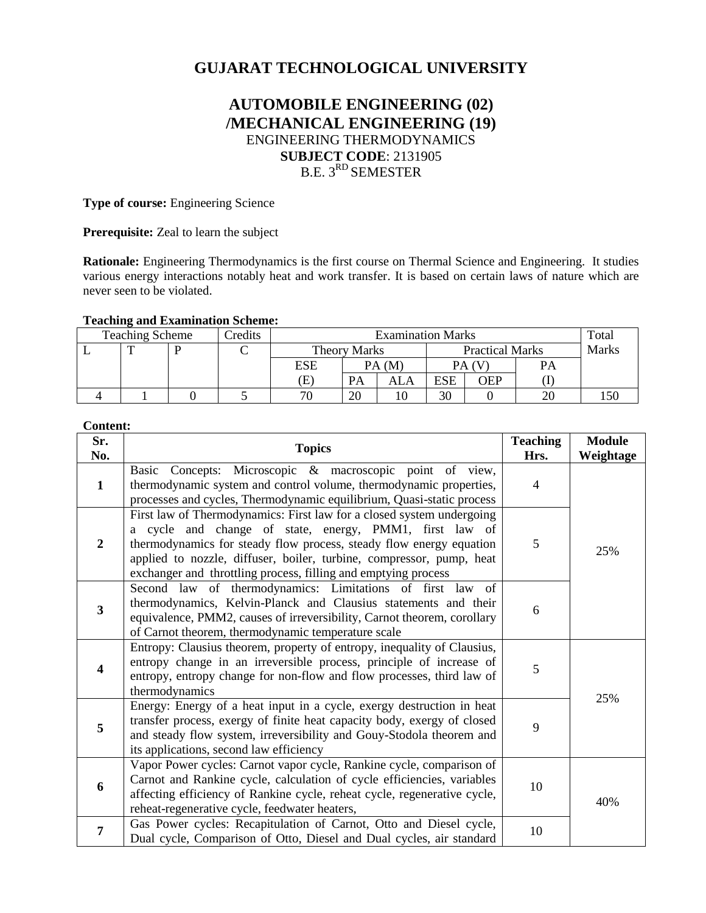# GUJARAT TECHNOLOGICAL UNIVERSITY

## AUTOMOBILE ENGINEERING (02) /MECHANICAL ENGINEERING (19)

ENGINEERING THERMODYNAMICS

**SUBJECT CODE**: 2131905

B.E. 3[RD] SEMESTER

**Type of course:** Engineering Science

**Prerequisite:** Zeal to learn the subject

**Rationale:** Engineering Thermodynamics is the first course on Thermal Science and Engineering. It studies various energy interactions notably heat and work transfer. It is based on certain laws of nature which are never seen to be violated.

**Teaching and Examination Scheme:**

| Teaching Scheme | | | Credits | Examination Marks | | | | | | Total Marks |
|---|---|---|---|---|---|---|---|---|---|---|
| L | T | P | C | Theory Marks | | | Practical Marks | | | |
| | | | | ESE (E) | PA (M) | | PA (V) | | PA (I) | |
| | | | | | PA | ALA | ESE | OEP | | |
| 4 | 1 | 0 | 5 | 70 | 20 | 10 | 30 | 0 | 20 | 150 |

**Content:**

| Sr. No. | Topics | Teaching Hrs. | Module Weightage |
|---|---|---|---|
| 1 | Basic Concepts: Microscopic & macroscopic point of view, thermodynamic system and control volume, thermodynamic properties, processes and cycles, Thermodynamic equilibrium, Quasi-static process | 4 | 25% |
| 2 | First law of Thermodynamics: First law for a closed system undergoing a cycle and change of state, energy, PMM1, first law of thermodynamics for steady flow process, steady flow energy equation applied to nozzle, diffuser, boiler, turbine, compressor, pump, heat exchanger and throttling process, filling and emptying process | 5 | |
| 3 | Second law of thermodynamics: Limitations of first law of thermodynamics, Kelvin-Planck and Clausius statements and their equivalence, PMM2, causes of irreversibility, Carnot theorem, corollary of Carnot theorem, thermodynamic temperature scale | 6 | |
| 4 | Entropy: Clausius theorem, property of entropy, inequality of Clausius, entropy change in an irreversible process, principle of increase of entropy, entropy change for non-flow and flow processes, third law of thermodynamics | 5 | 25% |
| 5 | Energy: Energy of a heat input in a cycle, exergy destruction in heat transfer process, exergy of finite heat capacity body, exergy of closed and steady flow system, irreversibility and Gouy-Stodola theorem and its applications, second law efficiency | 9 | |
| 6 | Vapor Power cycles: Carnot vapor cycle, Rankine cycle, comparison of Carnot and Rankine cycle, calculation of cycle efficiencies, variables affecting efficiency of Rankine cycle, reheat cycle, regenerative cycle, reheat-regenerative cycle, feedwater heaters, | 10 | 40% |
| 7 | Gas Power cycles: Recapitulation of Carnot, Otto and Diesel cycle, Dual cycle, Comparison of Otto, Diesel and Dual cycles, air standard | 10 | |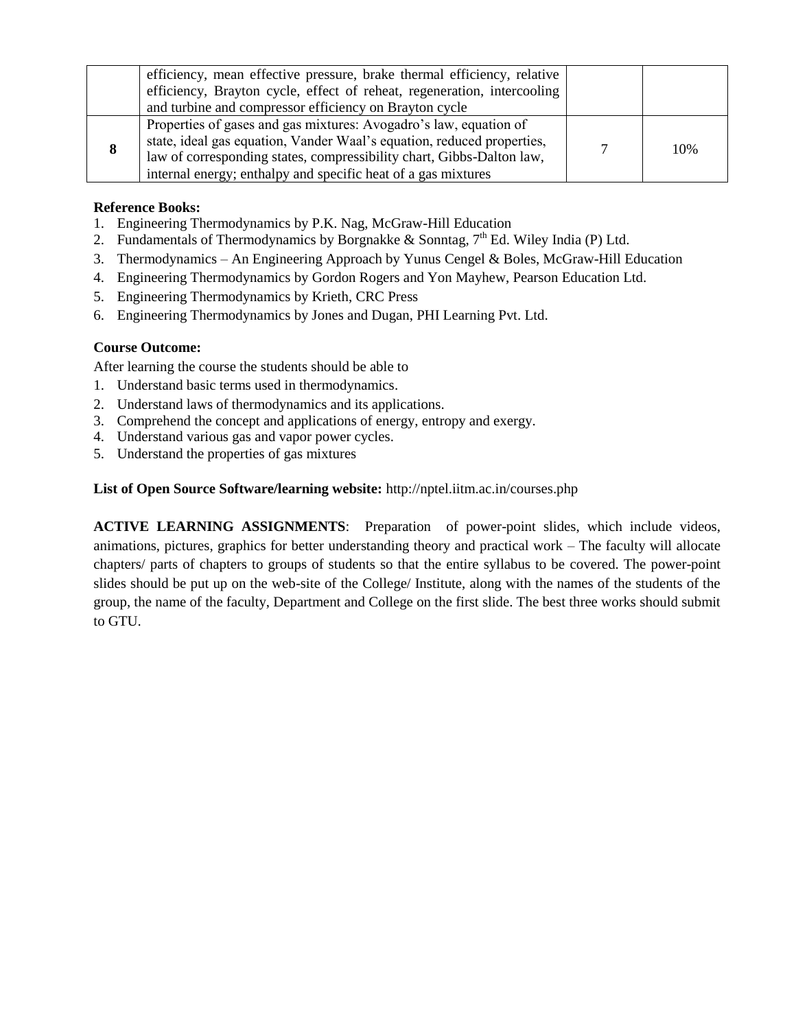| | | | |
|---|---|---|---|
| | efficiency, mean effective pressure, brake thermal efficiency, relative efficiency, Brayton cycle, effect of reheat, regeneration, intercooling and turbine and compressor efficiency on Brayton cycle | | |
| **8** | Properties of gases and gas mixtures: Avogadro's law, equation of state, ideal gas equation, Vander Waal's equation, reduced properties, law of corresponding states, compressibility chart, Gibbs-Dalton law, internal energy; enthalpy and specific heat of a gas mixtures | 7 | 10% |

**Reference Books:**

1. Engineering Thermodynamics by P.K. Nag, McGraw-Hill Education
2. Fundamentals of Thermodynamics by Borgnakke & Sonntag, 7th Ed. Wiley India (P) Ltd.
3. Thermodynamics – An Engineering Approach by Yunus Cengel & Boles, McGraw-Hill Education
4. Engineering Thermodynamics by Gordon Rogers and Yon Mayhew, Pearson Education Ltd.
5. Engineering Thermodynamics by Krieth, CRC Press
6. Engineering Thermodynamics by Jones and Dugan, PHI Learning Pvt. Ltd.

**Course Outcome:**

After learning the course the students should be able to

1. Understand basic terms used in thermodynamics.
2. Understand laws of thermodynamics and its applications.
3. Comprehend the concept and applications of energy, entropy and exergy.
4. Understand various gas and vapor power cycles.
5. Understand the properties of gas mixtures

**List of Open Source Software/learning website:** http://nptel.iitm.ac.in/courses.php

**ACTIVE LEARNING ASSIGNMENTS**: Preparation of power-point slides, which include videos, animations, pictures, graphics for better understanding theory and practical work – The faculty will allocate chapters/ parts of chapters to groups of students so that the entire syllabus to be covered. The power-point slides should be put up on the web-site of the College/ Institute, along with the names of the students of the group, the name of the faculty, Department and College on the first slide. The best three works should submit to GTU.